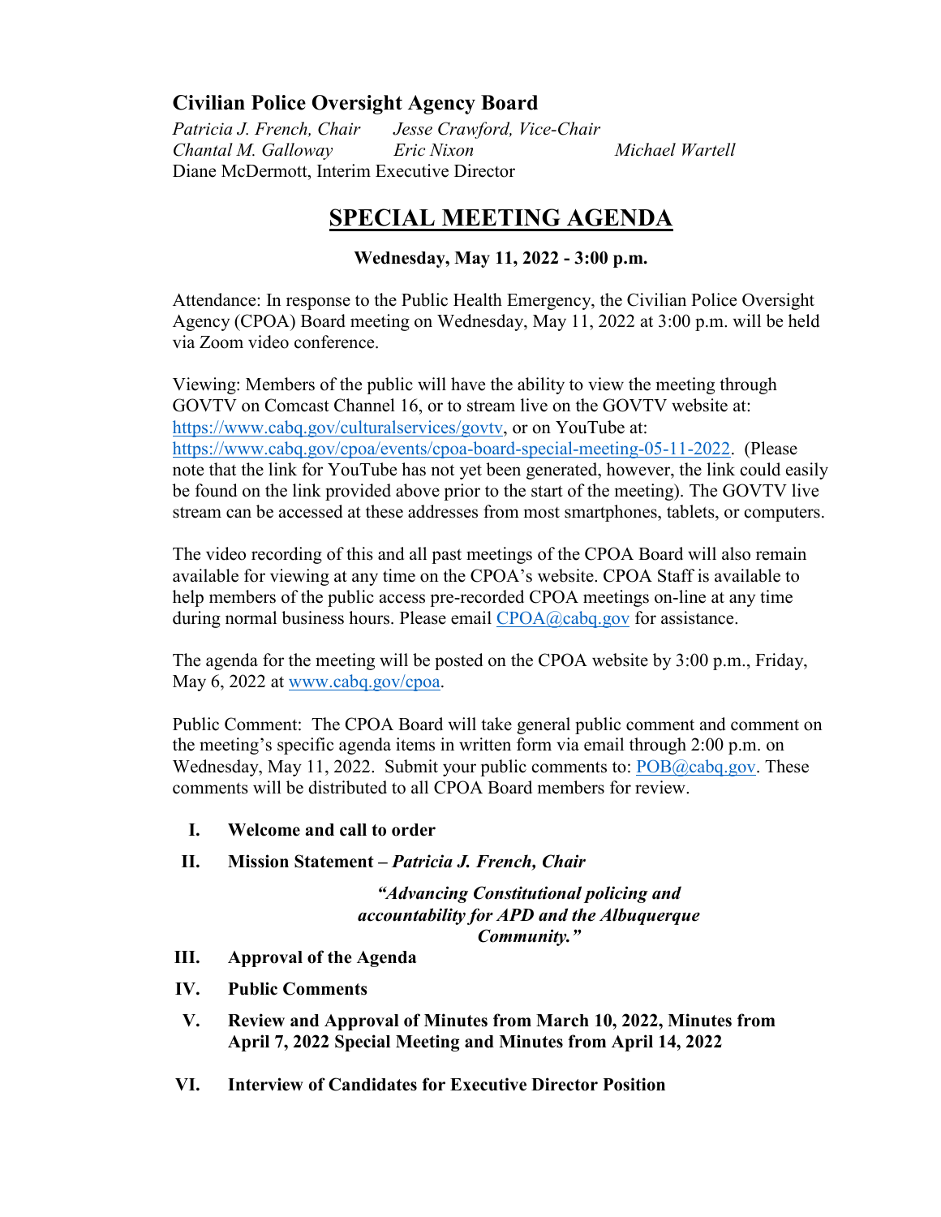## Civilian Police Oversight Agency Board

*Patricia J. French, Chair* *Jesse Crawford, Vice-Chair*
*Chantal M. Galloway* *Eric Nixon* *Michael Wartell*
Diane McDermott, Interim Executive Director

# SPECIAL MEETING AGENDA

**Wednesday, May 11, 2022 - 3:00 p.m.**

Attendance: In response to the Public Health Emergency, the Civilian Police Oversight Agency (CPOA) Board meeting on Wednesday, May 11, 2022 at 3:00 p.m. will be held via Zoom video conference.

Viewing: Members of the public will have the ability to view the meeting through GOVTV on Comcast Channel 16, or to stream live on the GOVTV website at: https://www.cabq.gov/culturalservices/govtv, or on YouTube at: https://www.cabq.gov/cpoa/events/cpoa-board-special-meeting-05-11-2022. (Please note that the link for YouTube has not yet been generated, however, the link could easily be found on the link provided above prior to the start of the meeting). The GOVTV live stream can be accessed at these addresses from most smartphones, tablets, or computers.

The video recording of this and all past meetings of the CPOA Board will also remain available for viewing at any time on the CPOA's website. CPOA Staff is available to help members of the public access pre-recorded CPOA meetings on-line at any time during normal business hours. Please email CPOA@cabq.gov for assistance.

The agenda for the meeting will be posted on the CPOA website by 3:00 p.m., Friday, May 6, 2022 at www.cabq.gov/cpoa.

Public Comment: The CPOA Board will take general public comment and comment on the meeting's specific agenda items in written form via email through 2:00 p.m. on Wednesday, May 11, 2022. Submit your public comments to: POB@cabq.gov. These comments will be distributed to all CPOA Board members for review.

I. **Welcome and call to order**

II. **Mission Statement – *Patricia J. French, Chair***

***"Advancing Constitutional policing and accountability for APD and the Albuquerque Community."***

III. **Approval of the Agenda**

IV. **Public Comments**

V. **Review and Approval of Minutes from March 10, 2022, Minutes from April 7, 2022 Special Meeting and Minutes from April 14, 2022**

VI. **Interview of Candidates for Executive Director Position**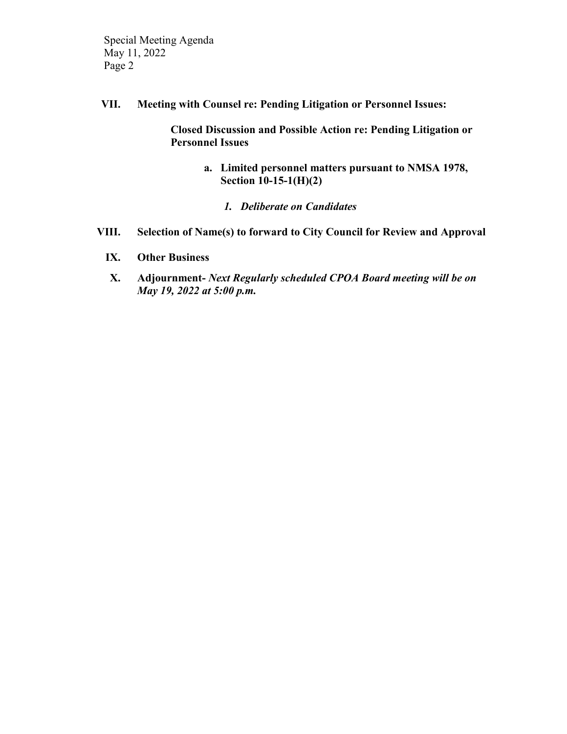**VII. Meeting with Counsel re: Pending Litigation or Personnel Issues:**

**Closed Discussion and Possible Action re: Pending Litigation or Personnel Issues**

**a. Limited personnel matters pursuant to NMSA 1978, Section 10-15-1(H)(2)**

***1. Deliberate on Candidates***

**VIII. Selection of Name(s) to forward to City Council for Review and Approval**

**IX. Other Business**

**X. Adjournment-** ***Next Regularly scheduled CPOA Board meeting will be on May 19, 2022 at 5:00 p.m.***